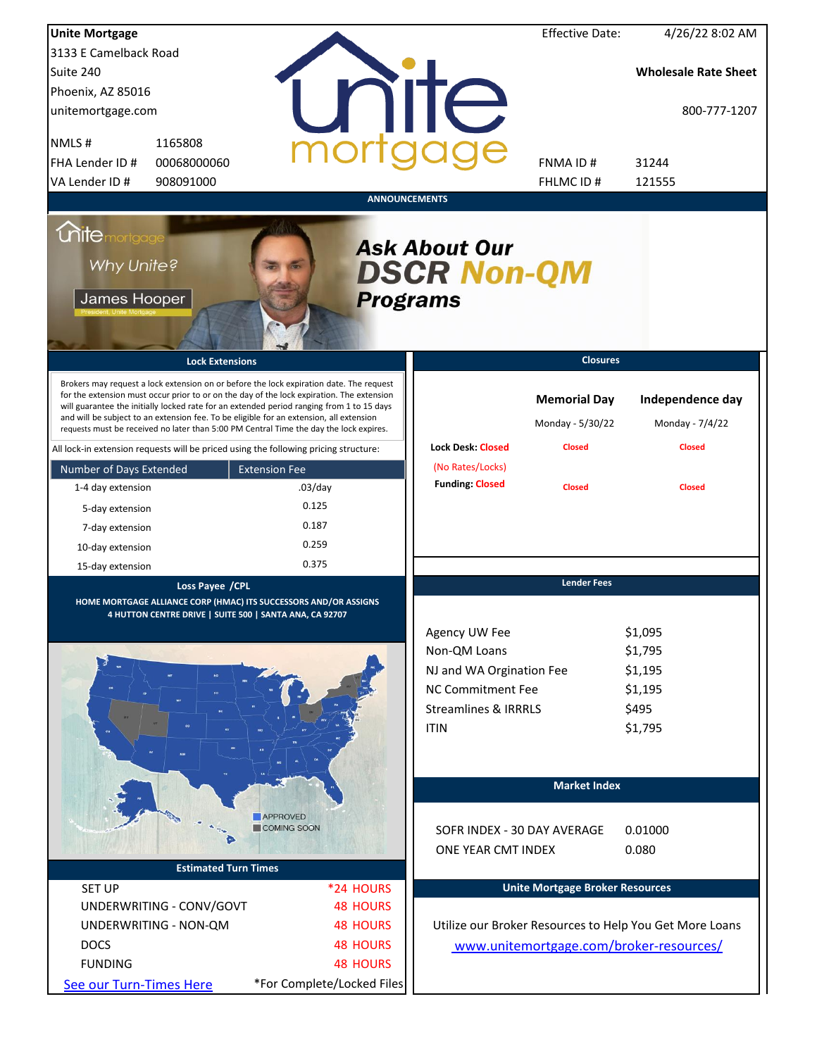**Unite Mortgage**
3133 E Camelback Road
Suite 240
Phoenix, AZ 85016
unitemortgage.com

| | |
|---|---|
| NMLS # | 1165808 |
| FHA Lender ID # | 00068000060 |
| VA Lender ID # | 908091000 |

Effective Date: 4/26/22 8:02 AM

**Wholesale Rate Sheet**

800-777-1207

| | |
|---|---|
| FNMA ID # | 31244 |
| FHLMC ID # | 121555 |

## ANNOUNCEMENTS

Why Unite?

James Hooper
President, Unite Mortgage

***Ask About Our DSCR Non-QM Programs***

## Lock Extensions

Brokers may request a lock extension on or before the lock expiration date. The request for the extension must occur prior to or on the day of the lock expiration. The extension will guarantee the initially locked rate for an extended period ranging from 1 to 15 days and will be subject to an extension fee. To be eligible for an extension, all extension requests must be received no later than 5:00 PM Central Time the day the lock expires.

All lock-in extension requests will be priced using the following pricing structure:

| Number of Days Extended | Extension Fee |
|---|---|
| 1-4 day extension | .03/day |
| 5-day extension | 0.125 |
| 7-day extension | 0.187 |
| 10-day extension | 0.259 |
| 15-day extension | 0.375 |

## Closures

| | Memorial Day | Independence day |
|---|---|---|
| | Monday - 5/30/22 | Monday - 7/4/22 |
| Lock Desk: Closed (No Rates/Locks) | Closed | Closed |
| Funding: Closed | Closed | Closed |

## Loss Payee /CPL

**HOME MORTGAGE ALLIANCE CORP (HMAC) ITS SUCCESSORS AND/OR ASSIGNS**
**4 HUTTON CENTRE DRIVE | SUITE 500 | SANTA ANA, CA 92707**

APPROVED
COMING SOON

## Lender Fees

| | |
|---|---|
| Agency UW Fee | $1,095 |
| Non-QM Loans | $1,795 |
| NJ and WA Orgination Fee | $1,195 |
| NC Commitment Fee | $1,195 |
| Streamlines & IRRRLS | $495 |
| ITIN | $1,795 |

## Market Index

| | |
|---|---|
| SOFR INDEX - 30 DAY AVERAGE | 0.01000 |
| ONE YEAR CMT INDEX | 0.080 |

## Estimated Turn Times

| | |
|---|---|
| SET UP | *24 HOURS |
| UNDERWRITING - CONV/GOVT | 48 HOURS |
| UNDERWRITING - NON-QM | 48 HOURS |
| DOCS | 48 HOURS |
| FUNDING | 48 HOURS |

See our Turn-Times Here

*For Complete/Locked Files

## Unite Mortgage Broker Resources

Utilize our Broker Resources to Help You Get More Loans

www.unitemortgage.com/broker-resources/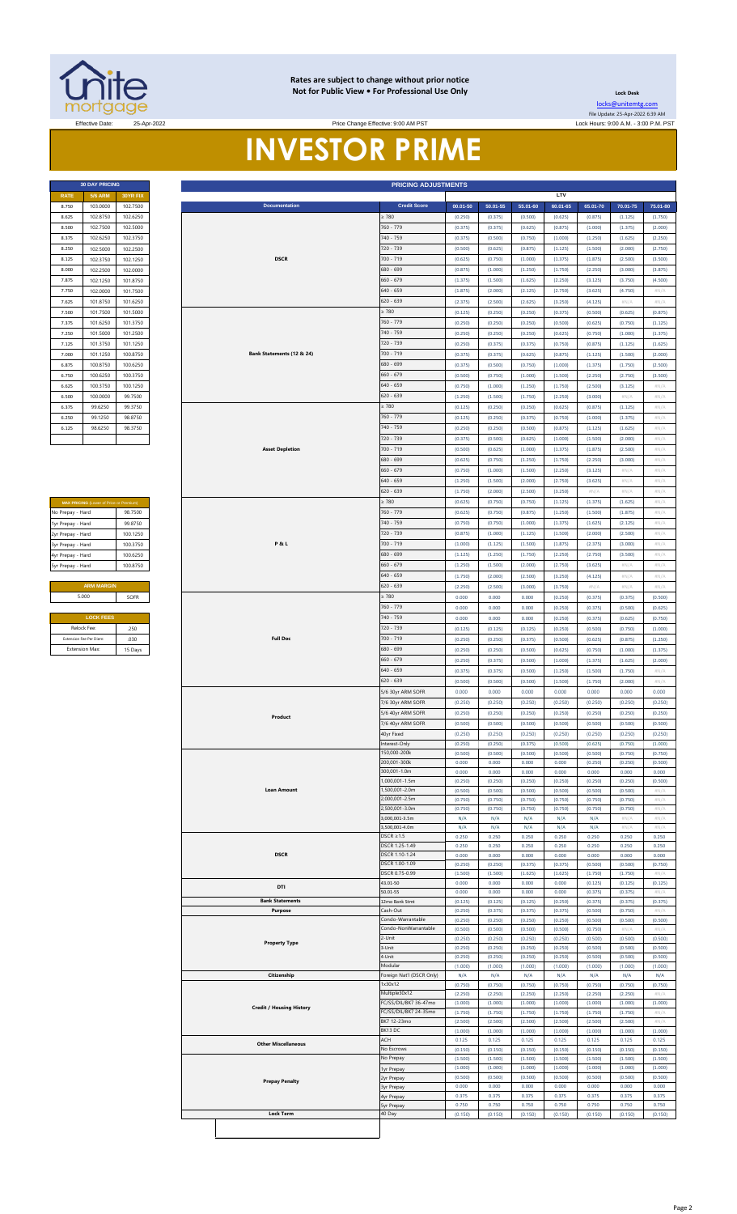**Rates are subject to change without prior notice**
**Not for Public View • For Professional Use Only**

**Lock Desk**

locks@unitemtg.com

File Update: 25-Apr-2022 6:39 AM

Effective Date: 25-Apr-2022

Price Change Effective: 9:00 AM PST

Lock Hours: 9:00 A.M. - 3:00 P.M. PST

# INVESTOR PRIME

| 30 DAY PRICING | | |
|---|---|---|
| RATE | 5/6 ARM | 30YR FIX |
| 8.750 | 103.0000 | 102.7500 |
| 8.625 | 102.8750 | 102.6250 |
| 8.500 | 102.7500 | 102.5000 |
| 8.375 | 102.6250 | 102.3750 |
| 8.250 | 102.5000 | 102.2500 |
| 8.125 | 102.3750 | 102.1250 |
| 8.000 | 102.2500 | 102.0000 |
| 7.875 | 102.1250 | 101.8750 |
| 7.750 | 102.0000 | 101.7500 |
| 7.625 | 101.8750 | 101.6250 |
| 7.500 | 101.7500 | 101.5000 |
| 7.375 | 101.6250 | 101.3750 |
| 7.250 | 101.5000 | 101.2500 |
| 7.125 | 101.3750 | 101.1250 |
| 7.000 | 101.1250 | 100.8750 |
| 6.875 | 100.8750 | 100.6250 |
| 6.750 | 100.6250 | 100.3750 |
| 6.625 | 100.3750 | 100.1250 |
| 6.500 | 100.0000 | 99.7500 |
| 6.375 | 99.6250 | 99.3750 |
| 6.250 | 99.1250 | 98.8750 |
| 6.125 | 98.6250 | 98.3750 |

| MAX PRICING (Lower of Price or Premium) | |
|---|---|
| No Prepay - Hard | 98.7500 |
| 1yr Prepay - Hard | 99.8750 |
| 2yr Prepay - Hard | 100.1250 |
| 3yr Prepay - Hard | 100.3750 |
| 4yr Prepay - Hard | 100.6250 |
| 5yr Prepay - Hard | 100.8750 |

| ARM MARGIN | |
|---|---|
| 5.000 | SOFR |

| LOCK FEES | |
|---|---|
| Relock Fee: | .250 |
| Extension Fee Per Diem: | .030 |
| Extension Max: | 15 Days |

| PRICING ADJUSTMENTS | | | | | | | | |
|---|---|---|---|---|---|---|---|---|
| | | LTV | | | | | | |
| Documentation | Credit Score | 00.01-50 | 50.01-55 | 55.01-60 | 60.01-65 | 65.01-70 | 70.01-75 | 75.01-80 |
| DSCR | ≥ 780 | (0.250) | (0.375) | (0.500) | (0.625) | (0.875) | (1.125) | (1.750) |
| | 760 - 779 | (0.375) | (0.375) | (0.625) | (0.875) | (1.000) | (1.375) | (2.000) |
| | 740 - 759 | (0.375) | (0.500) | (0.750) | (1.000) | (1.250) | (1.625) | (2.250) |
| | 720 - 739 | (0.500) | (0.625) | (0.875) | (1.125) | (1.500) | (2.000) | (2.750) |
| | 700 - 719 | (0.625) | (0.750) | (1.000) | (1.375) | (1.875) | (2.500) | (3.500) |
| | 680 - 699 | (0.875) | (1.000) | (1.250) | (1.750) | (2.250) | (3.000) | (3.875) |
| | 660 - 679 | (1.375) | (1.500) | (1.625) | (2.250) | (3.125) | (3.750) | (4.500) |
| | 640 - 659 | (1.875) | (2.000) | (2.125) | (2.750) | (3.625) | (4.750) | #N/A |
| | 620 - 639 | (2.375) | (2.500) | (2.625) | (3.250) | (4.125) | #N/A | #N/A |
| Bank Statements (12 & 24) | ≥ 780 | (0.125) | (0.250) | (0.250) | (0.375) | (0.500) | (0.625) | (0.875) |
| | 760 - 779 | (0.250) | (0.250) | (0.250) | (0.500) | (0.625) | (0.750) | (1.125) |
| | 740 - 759 | (0.250) | (0.250) | (0.250) | (0.625) | (0.750) | (1.000) | (1.375) |
| | 720 - 739 | (0.250) | (0.375) | (0.375) | (0.750) | (0.875) | (1.125) | (1.625) |
| | 700 - 719 | (0.375) | (0.375) | (0.625) | (0.875) | (1.125) | (1.500) | (2.000) |
| | 680 - 699 | (0.375) | (0.500) | (0.750) | (1.000) | (1.375) | (1.750) | (2.500) |
| | 660 - 679 | (0.500) | (0.750) | (1.000) | (1.500) | (2.250) | (2.750) | (3.500) |
| | 640 - 659 | (0.750) | (1.000) | (1.250) | (1.750) | (2.500) | (3.125) | #N/A |
| | 620 - 639 | (1.250) | (1.500) | (1.750) | (2.250) | (3.000) | #N/A | #N/A |
| Asset Depletion | ≥ 780 | (0.125) | (0.250) | (0.250) | (0.625) | (0.875) | (1.125) | #N/A |
| | 760 - 779 | (0.125) | (0.250) | (0.375) | (0.750) | (1.000) | (1.375) | #N/A |
| | 740 - 759 | (0.250) | (0.250) | (0.500) | (0.875) | (1.125) | (1.625) | #N/A |
| | 720 - 739 | (0.375) | (0.500) | (0.625) | (1.000) | (1.500) | (2.000) | #N/A |
| | 700 - 719 | (0.500) | (0.625) | (1.000) | (1.375) | (1.875) | (2.500) | #N/A |
| | 680 - 699 | (0.625) | (0.750) | (1.250) | (1.750) | (2.250) | (3.000) | #N/A |
| | 660 - 679 | (0.750) | (1.000) | (1.500) | (2.250) | (3.125) | #N/A | #N/A |
| | 640 - 659 | (1.250) | (1.500) | (2.000) | (2.750) | (3.625) | #N/A | #N/A |
| | 620 - 639 | (1.750) | (2.000) | (2.500) | (3.250) | #N/A | #N/A | #N/A |
| P & L | ≥ 780 | (0.625) | (0.750) | (0.750) | (1.125) | (1.375) | (1.625) | #N/A |
| | 760 - 779 | (0.625) | (0.750) | (0.875) | (1.250) | (1.500) | (1.875) | #N/A |
| | 740 - 759 | (0.750) | (0.750) | (1.000) | (1.375) | (1.625) | (2.125) | #N/A |
| | 720 - 739 | (0.875) | (1.000) | (1.125) | (1.500) | (2.000) | (2.500) | #N/A |
| | 700 - 719 | (1.000) | (1.125) | (1.500) | (1.875) | (2.375) | (3.000) | #N/A |
| | 680 - 699 | (1.125) | (1.250) | (1.750) | (2.250) | (2.750) | (3.500) | #N/A |
| | 660 - 679 | (1.250) | (1.500) | (2.000) | (2.750) | (3.625) | #N/A | #N/A |
| | 640 - 659 | (1.750) | (2.000) | (2.500) | (3.250) | (4.125) | #N/A | #N/A |
| | 620 - 639 | (2.250) | (2.500) | (3.000) | (3.750) | #N/A | #N/A | #N/A |
| Full Doc | ≥ 780 | 0.000 | 0.000 | 0.000 | (0.250) | (0.375) | (0.375) | (0.500) |
| | 760 - 779 | 0.000 | 0.000 | 0.000 | (0.250) | (0.375) | (0.500) | (0.625) |
| | 740 - 759 | 0.000 | 0.000 | 0.000 | (0.250) | (0.375) | (0.625) | (0.750) |
| | 720 - 739 | (0.125) | (0.125) | (0.125) | (0.250) | (0.500) | (0.750) | (1.000) |
| | 700 - 719 | (0.250) | (0.250) | (0.375) | (0.500) | (0.625) | (0.875) | (1.250) |
| | 680 - 699 | (0.250) | (0.250) | (0.500) | (0.625) | (0.750) | (1.000) | (1.375) |
| | 660 - 679 | (0.250) | (0.375) | (0.500) | (1.000) | (1.375) | (1.625) | (2.000) |
| | 640 - 659 | (0.375) | (0.375) | (0.500) | (1.250) | (1.500) | (1.750) | #N/A |
| | 620 - 639 | (0.500) | (0.500) | (0.500) | (1.500) | (1.750) | (2.000) | #N/A |
| Product | 5/6 30yr ARM SOFR | 0.000 | 0.000 | 0.000 | 0.000 | 0.000 | 0.000 | 0.000 |
| | 7/6 30yr ARM SOFR | (0.250) | (0.250) | (0.250) | (0.250) | (0.250) | (0.250) | (0.250) |
| | 5/6 40yr ARM SOFR | (0.250) | (0.250) | (0.250) | (0.250) | (0.250) | (0.250) | (0.250) |
| | 7/6 40yr ARM SOFR | (0.500) | (0.500) | (0.500) | (0.500) | (0.500) | (0.500) | (0.500) |
| | 40yr Fixed | (0.250) | (0.250) | (0.250) | (0.250) | (0.250) | (0.250) | (0.250) |
| | Interest-Only | (0.250) | (0.250) | (0.375) | (0.500) | (0.625) | (0.750) | (1.000) |
| Loan Amount | 150,000-200k | (0.500) | (0.500) | (0.500) | (0.500) | (0.500) | (0.750) | (0.750) |
| | 200,001-300k | 0.000 | 0.000 | 0.000 | 0.000 | (0.250) | (0.250) | (0.500) |
| | 300,001-1.0m | 0.000 | 0.000 | 0.000 | 0.000 | 0.000 | 0.000 | 0.000 |
| | 1,000,001-1.5m | (0.250) | (0.250) | (0.250) | (0.250) | (0.250) | (0.250) | (0.500) |
| | 1,500,001-2.0m | (0.500) | (0.500) | (0.500) | (0.500) | (0.500) | (0.500) | #N/A |
| | 2,000,001-2.5m | (0.750) | (0.750) | (0.750) | (0.750) | (0.750) | (0.750) | #N/A |
| | 2,500,001-3.0m | (0.750) | (0.750) | (0.750) | (0.750) | (0.750) | (0.750) | #N/A |
| | 3,000,001-3.5m | N/A | N/A | N/A | N/A | N/A | #N/A | #N/A |
| | 3,500,001-4.0m | N/A | N/A | N/A | N/A | N/A | #N/A | #N/A |
| DSCR | DSCR ≥1.5 | 0.250 | 0.250 | 0.250 | 0.250 | 0.250 | 0.250 | 0.250 |
| | DSCR 1.25-1.49 | 0.250 | 0.250 | 0.250 | 0.250 | 0.250 | 0.250 | 0.250 |
| | DSCR 1.10-1.24 | 0.000 | 0.000 | 0.000 | 0.000 | 0.000 | 0.000 | 0.000 |
| | DSCR 1.00-1.09 | (0.250) | (0.250) | (0.375) | (0.375) | (0.500) | (0.500) | (0.750) |
| | DSCR 0.75-0.99 | (1.500) | (1.500) | (1.625) | (1.625) | (1.750) | (1.750) | #N/A |
| DTI | 43.01-50 | 0.000 | 0.000 | 0.000 | 0.000 | (0.125) | (0.125) | (0.125) |
| | 50.01-55 | 0.000 | 0.000 | 0.000 | 0.000 | (0.375) | (0.375) | #N/A |
| Bank Statements | 12mo Bank Stmt | (0.125) | (0.125) | (0.125) | (0.250) | (0.375) | (0.375) | (0.375) |
| Purpose | Cash-Out | (0.250) | (0.375) | (0.375) | (0.375) | (0.500) | (0.750) | #N/A |
| Property Type | Condo-Warrantable | (0.250) | (0.250) | (0.250) | (0.250) | (0.500) | (0.500) | (0.500) |
| | Condo-NonWarrantable | (0.500) | (0.500) | (0.500) | (0.500) | (0.750) | #N/A | #N/A |
| | 2-Unit | (0.250) | (0.250) | (0.250) | (0.250) | (0.500) | (0.500) | (0.500) |
| | 3-Unit | (0.250) | (0.250) | (0.250) | (0.250) | (0.500) | (0.500) | (0.500) |
| | 4-Unit | (0.250) | (0.250) | (0.250) | (0.250) | (0.500) | (0.500) | (0.500) |
| | Modular | (1.000) | (1.000) | (1.000) | (1.000) | (1.000) | (1.000) | (1.000) |
| Citizenship | Foreign Nat'l (DSCR Only) | N/A | N/A | N/A | N/A | N/A | N/A | N/A |
| Credit / Housing History | 1x30x12 | (0.750) | (0.750) | (0.750) | (0.750) | (0.750) | (0.750) | (0.750) |
| | Multiple30x12 | (2.250) | (2.250) | (2.250) | (2.250) | (2.250) | (2.250) | #N/A |
| | FC/SS/DIL/BK7 36-47mo | (1.000) | (1.000) | (1.000) | (1.000) | (1.000) | (1.000) | (1.000) |
| | FC/SS/DIL/BK7 24-35mo | (1.750) | (1.750) | (1.750) | (1.750) | (1.750) | (1.750) | #N/A |
| | BK7 12-23mo | (2.500) | (2.500) | (2.500) | (2.500) | (2.500) | (2.500) | #N/A |
| | BK13 DC | (1.000) | (1.000) | (1.000) | (1.000) | (1.000) | (1.000) | (1.000) |
| Other Miscellaneous | ACH | 0.125 | 0.125 | 0.125 | 0.125 | 0.125 | 0.125 | 0.125 |
| | No Escrows | (0.150) | (0.150) | (0.150) | (0.150) | (0.150) | (0.150) | (0.150) |
| Prepay Penalty | No Prepay | (1.500) | (1.500) | (1.500) | (1.500) | (1.500) | (1.500) | (1.500) |
| | 1yr Prepay | (1.000) | (1.000) | (1.000) | (1.000) | (1.000) | (1.000) | (1.000) |
| | 2yr Prepay | (0.500) | (0.500) | (0.500) | (0.500) | (0.500) | (0.500) | (0.500) |
| | 3yr Prepay | 0.000 | 0.000 | 0.000 | 0.000 | 0.000 | 0.000 | 0.000 |
| | 4yr Prepay | 0.375 | 0.375 | 0.375 | 0.375 | 0.375 | 0.375 | 0.375 |
| | 5yr Prepay | 0.750 | 0.750 | 0.750 | 0.750 | 0.750 | 0.750 | 0.750 |
| Lock Term | 40 Day | (0.150) | (0.150) | (0.150) | (0.150) | (0.150) | (0.150) | (0.150) |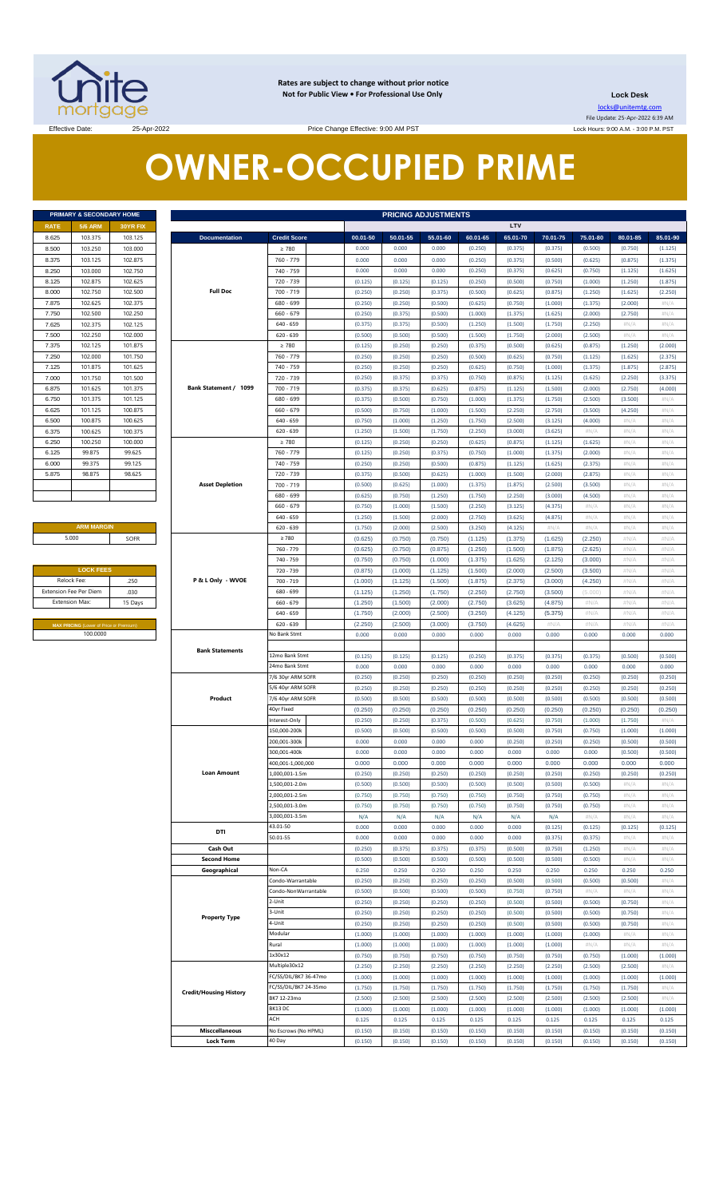Rates are subject to change without prior notice
Not for Public View • For Professional Use Only

**Lock Desk**

locks@unitemtg.com

File Update: 25-Apr-2022 6:39 AM

Effective Date: 25-Apr-2022

Price Change Effective: 9:00 AM PST

Lock Hours: 9:00 A.M. - 3:00 P.M. PST

# OWNER-OCCUPIED PRIME

| PRIMARY & SECONDARY HOME | | |
|---|---|---|
| RATE | 5/6 ARM | 30YR FIX |
| 8.625 | 103.375 | 103.125 |
| 8.500 | 103.250 | 103.000 |
| 8.375 | 103.125 | 102.875 |
| 8.250 | 103.000 | 102.750 |
| 8.125 | 102.875 | 102.625 |
| 8.000 | 102.750 | 102.500 |
| 7.875 | 102.625 | 102.375 |
| 7.750 | 102.500 | 102.250 |
| 7.625 | 102.375 | 102.125 |
| 7.500 | 102.250 | 102.000 |
| 7.375 | 102.125 | 101.875 |
| 7.250 | 102.000 | 101.750 |
| 7.125 | 101.875 | 101.625 |
| 7.000 | 101.750 | 101.500 |
| 6.875 | 101.625 | 101.375 |
| 6.750 | 101.375 | 101.125 |
| 6.625 | 101.125 | 100.875 |
| 6.500 | 100.875 | 100.625 |
| 6.375 | 100.625 | 100.375 |
| 6.250 | 100.250 | 100.000 |
| 6.125 | 99.875 | 99.625 |
| 6.000 | 99.375 | 99.125 |
| 5.875 | 98.875 | 98.625 |

| ARM MARGIN | |
|---|---|
| 5.000 | SOFR |

| LOCK FEES | |
|---|---|
| Relock Fee: | .250 |
| Extension Fee Per Diem | .030 |
| Extension Max: | 15 Days |

| MAX PRICING (Lower of Price or Premium) |
|---|
| 100.0000 |

| PRICING ADJUSTMENTS | | | | | | | | | | |
|---|---|---|---|---|---|---|---|---|---|---|
| | | LTV | | | | | | | | |
| Documentation | Credit Score | 00.01-50 | 50.01-55 | 55.01-60 | 60.01-65 | 65.01-70 | 70.01-75 | 75.01-80 | 80.01-85 | 85.01-90 |
| Full Doc | ≥ 780 | 0.000 | 0.000 | 0.000 | (0.250) | (0.375) | (0.375) | (0.500) | (0.750) | (1.125) |
| | 760 - 779 | 0.000 | 0.000 | 0.000 | (0.250) | (0.375) | (0.500) | (0.625) | (0.875) | (1.375) |
| | 740 - 759 | 0.000 | 0.000 | 0.000 | (0.250) | (0.375) | (0.625) | (0.750) | (1.125) | (1.625) |
| | 720 - 739 | (0.125) | (0.125) | (0.125) | (0.250) | (0.500) | (0.750) | (1.000) | (1.250) | (1.875) |
| | 700 - 719 | (0.250) | (0.250) | (0.375) | (0.500) | (0.625) | (0.875) | (1.250) | (1.625) | (2.250) |
| | 680 - 699 | (0.250) | (0.250) | (0.500) | (0.625) | (0.750) | (1.000) | (1.375) | (2.000) | #N/A |
| | 660 - 679 | (0.250) | (0.375) | (0.500) | (1.000) | (1.375) | (1.625) | (2.000) | (2.750) | #N/A |
| | 640 - 659 | (0.375) | (0.375) | (0.500) | (1.250) | (1.500) | (1.750) | (2.250) | #N/A | #N/A |
| | 620 - 639 | (0.500) | (0.500) | (0.500) | (1.500) | (1.750) | (2.000) | (2.500) | #N/A | #N/A |
| Bank Statement / 1099 | ≥ 780 | (0.125) | (0.250) | (0.250) | (0.375) | (0.500) | (0.625) | (0.875) | (1.250) | (2.000) |
| | 760 - 779 | (0.250) | (0.250) | (0.250) | (0.500) | (0.625) | (0.750) | (1.125) | (1.625) | (2.375) |
| | 740 - 759 | (0.250) | (0.250) | (0.250) | (0.625) | (0.750) | (1.000) | (1.375) | (1.875) | (2.875) |
| | 720 - 739 | (0.250) | (0.375) | (0.375) | (0.750) | (0.875) | (1.125) | (1.625) | (2.250) | (3.375) |
| | 700 - 719 | (0.375) | (0.375) | (0.625) | (0.875) | (1.125) | (1.500) | (2.000) | (2.750) | (4.000) |
| | 680 - 699 | (0.375) | (0.500) | (0.750) | (1.000) | (1.375) | (1.750) | (2.500) | (3.500) | #N/A |
| | 660 - 679 | (0.500) | (0.750) | (1.000) | (1.500) | (2.250) | (2.750) | (3.500) | (4.250) | #N/A |
| | 640 - 659 | (0.750) | (1.000) | (1.250) | (1.750) | (2.500) | (3.125) | (4.000) | #N/A | #N/A |
| | 620 - 639 | (1.250) | (1.500) | (1.750) | (2.250) | (3.000) | (3.625) | #N/A | #N/A | #N/A |
| Asset Depletion | ≥ 780 | (0.125) | (0.250) | (0.250) | (0.625) | (0.875) | (1.125) | (1.625) | #N/A | #N/A |
| | 760 - 779 | (0.125) | (0.250) | (0.375) | (0.750) | (1.000) | (1.375) | (2.000) | #N/A | #N/A |
| | 740 - 759 | (0.250) | (0.250) | (0.500) | (0.875) | (1.125) | (1.625) | (2.375) | #N/A | #N/A |
| | 720 - 739 | (0.375) | (0.500) | (0.625) | (1.000) | (1.500) | (2.000) | (2.875) | #N/A | #N/A |
| | 700 - 719 | (0.500) | (0.625) | (1.000) | (1.375) | (1.875) | (2.500) | (3.500) | #N/A | #N/A |
| | 680 - 699 | (0.625) | (0.750) | (1.250) | (1.750) | (2.250) | (3.000) | (4.500) | #N/A | #N/A |
| | 660 - 679 | (0.750) | (1.000) | (1.500) | (2.250) | (3.125) | (4.375) | #N/A | #N/A | #N/A |
| | 640 - 659 | (1.250) | (1.500) | (2.000) | (2.750) | (3.625) | (4.875) | #N/A | #N/A | #N/A |
| | 620 - 639 | (1.750) | (2.000) | (2.500) | (3.250) | (4.125) | #N/A | #N/A | #N/A | #N/A |
| P & L Only - WVOE | ≥ 780 | (0.625) | (0.750) | (0.750) | (1.125) | (1.375) | (1.625) | (2.250) | #N/A | #N/A |
| | 760 - 779 | (0.625) | (0.750) | (0.875) | (1.250) | (1.500) | (1.875) | (2.625) | #N/A | #N/A |
| | 740 - 759 | (0.750) | (0.750) | (1.000) | (1.375) | (1.625) | (2.125) | (3.000) | #N/A | #N/A |
| | 720 - 739 | (0.875) | (1.000) | (1.125) | (1.500) | (2.000) | (2.500) | (3.500) | #N/A | #N/A |
| | 700 - 719 | (1.000) | (1.125) | (1.500) | (1.875) | (2.375) | (3.000) | (4.250) | #N/A | #N/A |
| | 680 - 699 | (1.125) | (1.250) | (1.750) | (2.250) | (2.750) | (3.500) | (5.000) | #N/A | #N/A |
| | 660 - 679 | (1.250) | (1.500) | (2.000) | (2.750) | (3.625) | (4.875) | #N/A | #N/A | #N/A |
| | 640 - 659 | (1.750) | (2.000) | (2.500) | (3.250) | (4.125) | (5.375) | #N/A | #N/A | #N/A |
| | 620 - 639 | (2.250) | (2.500) | (3.000) | (3.750) | (4.625) | #N/A | #N/A | #N/A | #N/A |
| Bank Statements | No Bank Stmt | 0.000 | 0.000 | 0.000 | 0.000 | 0.000 | 0.000 | 0.000 | 0.000 | 0.000 |
| | 12mo Bank Stmt | (0.125) | (0.125) | (0.125) | (0.250) | (0.375) | (0.375) | (0.375) | (0.500) | (0.500) |
| | 24mo Bank Stmt | 0.000 | 0.000 | 0.000 | 0.000 | 0.000 | 0.000 | 0.000 | 0.000 | 0.000 |
| Product | 7/6 30yr ARM SOFR | (0.250) | (0.250) | (0.250) | (0.250) | (0.250) | (0.250) | (0.250) | (0.250) | (0.250) |
| | 5/6 40yr ARM SOFR | (0.250) | (0.250) | (0.250) | (0.250) | (0.250) | (0.250) | (0.250) | (0.250) | (0.250) |
| | 7/6 40yr ARM SOFR | (0.500) | (0.500) | (0.500) | (0.500) | (0.500) | (0.500) | (0.500) | (0.500) | (0.500) |
| | 40yr Fixed | (0.250) | (0.250) | (0.250) | (0.250) | (0.250) | (0.250) | (0.250) | (0.250) | (0.250) |
| | Interest-Only | (0.250) | (0.250) | (0.375) | (0.500) | (0.625) | (0.750) | (1.000) | (1.750) | #N/A |
| Loan Amount | 150,000-200k | (0.500) | (0.500) | (0.500) | (0.500) | (0.500) | (0.750) | (0.750) | (1.000) | (1.000) |
| | 200,001-300k | 0.000 | 0.000 | 0.000 | 0.000 | (0.250) | (0.250) | (0.250) | (0.500) | (0.500) |
| | 300,001-400k | 0.000 | 0.000 | 0.000 | 0.000 | 0.000 | 0.000 | 0.000 | (0.500) | (0.500) |
| | 400,001-1,000,000 | 0.000 | 0.000 | 0.000 | 0.000 | 0.000 | 0.000 | 0.000 | 0.000 | 0.000 |
| | 1,000,001-1.5m | (0.250) | (0.250) | (0.250) | (0.250) | (0.250) | (0.250) | (0.250) | (0.250) | (0.250) |
| | 1,500,001-2.0m | (0.500) | (0.500) | (0.500) | (0.500) | (0.500) | (0.500) | (0.500) | #N/A | #N/A |
| | 2,000,001-2.5m | (0.750) | (0.750) | (0.750) | (0.750) | (0.750) | (0.750) | (0.750) | #N/A | #N/A |
| | 2,500,001-3.0m | (0.750) | (0.750) | (0.750) | (0.750) | (0.750) | (0.750) | (0.750) | #N/A | #N/A |
| | 3,000,001-3.5m | N/A | N/A | N/A | N/A | N/A | N/A | #N/A | #N/A | #N/A |
| DTI | 43.01-50 | 0.000 | 0.000 | 0.000 | 0.000 | 0.000 | (0.125) | (0.125) | (0.125) | (0.125) |
| | 50.01-55 | 0.000 | 0.000 | 0.000 | 0.000 | 0.000 | (0.375) | (0.375) | #N/A | #N/A |
| Cash Out | | (0.250) | (0.375) | (0.375) | (0.375) | (0.500) | (0.750) | (1.250) | #N/A | #N/A |
| Second Home | | (0.500) | (0.500) | (0.500) | (0.500) | (0.500) | (0.500) | (0.500) | #N/A | #N/A |
| Geographical | Non-CA | 0.250 | 0.250 | 0.250 | 0.250 | 0.250 | 0.250 | 0.250 | 0.250 | 0.250 |
| Property Type | Condo-Warrantable | (0.250) | (0.250) | (0.250) | (0.250) | (0.500) | (0.500) | (0.500) | (0.500) | #N/A |
| | Condo-NonWarrantable | (0.500) | (0.500) | (0.500) | (0.500) | (0.750) | (0.750) | #N/A | #N/A | #N/A |
| | 2-Unit | (0.250) | (0.250) | (0.250) | (0.250) | (0.500) | (0.500) | (0.500) | (0.750) | #N/A |
| | 3-Unit | (0.250) | (0.250) | (0.250) | (0.250) | (0.500) | (0.500) | (0.500) | (0.750) | #N/A |
| | 4-Unit | (0.250) | (0.250) | (0.250) | (0.250) | (0.500) | (0.500) | (0.500) | (0.750) | #N/A |
| | Modular | (1.000) | (1.000) | (1.000) | (1.000) | (1.000) | (1.000) | (1.000) | #N/A | #N/A |
| | Rural | (1.000) | (1.000) | (1.000) | (1.000) | (1.000) | (1.000) | #N/A | #N/A | #N/A |
| Credit/Housing History | 1x30x12 | (0.750) | (0.750) | (0.750) | (0.750) | (0.750) | (0.750) | (0.750) | (1.000) | (1.000) |
| | Multiple30x12 | (2.250) | (2.250) | (2.250) | (2.250) | (2.250) | (2.250) | (2.500) | (2.500) | #N/A |
| | FC/SS/DIL/BK7 36-47mo | (1.000) | (1.000) | (1.000) | (1.000) | (1.000) | (1.000) | (1.000) | (1.000) | (1.000) |
| | FC/SS/DIL/BK7 24-35mo | (1.750) | (1.750) | (1.750) | (1.750) | (1.750) | (1.750) | (1.750) | (1.750) | #N/A |
| | BK7 12-23mo | (2.500) | (2.500) | (2.500) | (2.500) | (2.500) | (2.500) | (2.500) | (2.500) | #N/A |
| | BK13 DC | (1.000) | (1.000) | (1.000) | (1.000) | (1.000) | (1.000) | (1.000) | (1.000) | (1.000) |
| | ACH | 0.125 | 0.125 | 0.125 | 0.125 | 0.125 | 0.125 | 0.125 | 0.125 | 0.125 |
| Misccellaneous | No Escrows (No HPML) | (0.150) | (0.150) | (0.150) | (0.150) | (0.150) | (0.150) | (0.150) | (0.150) | (0.150) |
| Lock Term | 40 Day | (0.150) | (0.150) | (0.150) | (0.150) | (0.150) | (0.150) | (0.150) | (0.150) | (0.150) |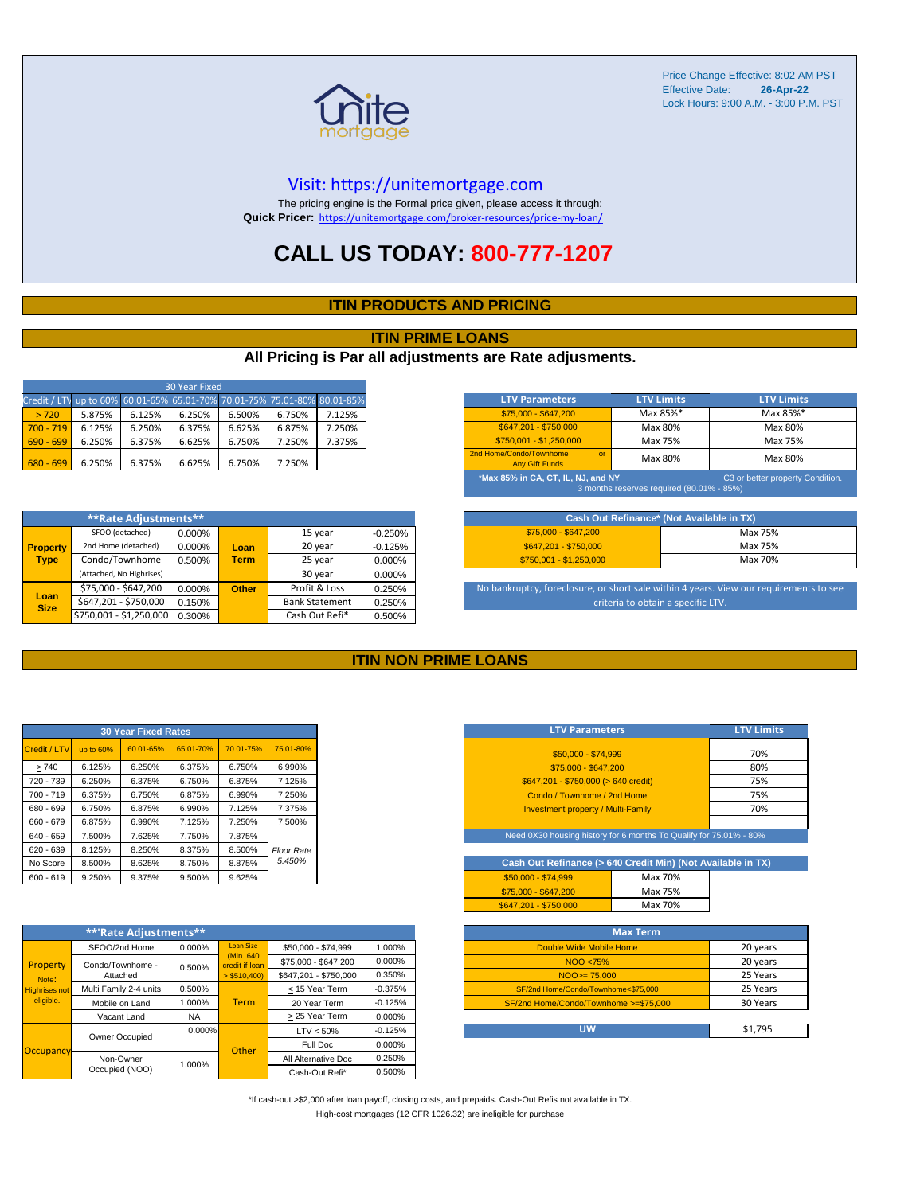Price Change Effective: 8:02 AM PST
Effective Date: **26-Apr-22**
Lock Hours: 9:00 A.M. - 3:00 P.M. PST

Visit: https://unitemortgage.com

The pricing engine is the Formal price given, please access it through:
**Quick Pricer:** https://unitemortgage.com/broker-resources/price-my-loan/

# CALL US TODAY: 800-777-1207

## ITIN PRODUCTS AND PRICING

## ITIN PRIME LOANS

### All Pricing is Par all adjustments are Rate adjusments.

| 30 Year Fixed | | | | | | |
|---|---|---|---|---|---|---|
| Credit / LTV | up to 60% | 60.01-65% | 65.01-70% | 70.01-75% | 75.01-80% | 80.01-85% |
| > 720 | 5.875% | 6.125% | 6.250% | 6.500% | 6.750% | 7.125% |
| 700 - 719 | 6.125% | 6.250% | 6.375% | 6.625% | 6.875% | 7.250% |
| 690 - 699 | 6.250% | 6.375% | 6.625% | 6.750% | 7.250% | 7.375% |
| 680 - 699 | 6.250% | 6.375% | 6.625% | 6.750% | 7.250% | |

| LTV Parameters | LTV Limits | LTV Limits |
|---|---|---|
| $75,000 - $647,200 | Max 85%* | Max 85%* |
| $647,201 - $750,000 | Max 80% | Max 80% |
| $750,001 - $1,250,000 | Max 75% | Max 75% |
| 2nd Home/Condo/Townhome or Any Gift Funds | Max 80% | Max 80% |

*Max 85% in CA, CT, IL, NJ, and NY — C3 or better property Condition. 3 months reserves required (80.01% - 85%)

| **Rate Adjustments** | | | | | |
|---|---|---|---|---|---|
| Property Type | SFOO (detached) | 0.000% | Loan Term | 15 year | -0.250% |
| | 2nd Home (detached) | 0.000% | | 20 year | -0.125% |
| | Condo/Townhome | 0.500% | | 25 year | 0.000% |
| | (Attached, No Highrises) | | | 30 year | 0.000% |
| Loan Size | $75,000 - $647,200 | 0.000% | Other | Profit & Loss | 0.250% |
| | $647,201 - $750,000 | 0.150% | | Bank Statement | 0.250% |
| | $750,001 - $1,250,000 | 0.300% | | Cash Out Refi* | 0.500% |

| Cash Out Refinance* (Not Available in TX) | |
|---|---|
| $75,000 - $647,200 | Max 75% |
| $647,201 - $750,000 | Max 75% |
| $750,001 - $1,250,000 | Max 70% |

No bankruptcy, foreclosure, or short sale within 4 years. View our requirements to see criteria to obtain a specific LTV.

## ITIN NON PRIME LOANS

| 30 Year Fixed Rates | | | | | |
|---|---|---|---|---|---|
| Credit / LTV | up to 60% | 60.01-65% | 65.01-70% | 70.01-75% | 75.01-80% |
| > 740 | 6.125% | 6.250% | 6.375% | 6.750% | 6.990% |
| 720 - 739 | 6.250% | 6.375% | 6.750% | 6.875% | 7.125% |
| 700 - 719 | 6.375% | 6.750% | 6.875% | 6.990% | 7.250% |
| 680 - 699 | 6.750% | 6.875% | 6.990% | 7.125% | 7.375% |
| 660 - 679 | 6.875% | 6.990% | 7.125% | 7.250% | 7.500% |
| 640 - 659 | 7.500% | 7.625% | 7.750% | 7.875% | |
| 620 - 639 | 8.125% | 8.250% | 8.375% | 8.500% | *Floor Rate 5.450%* |
| No Score | 8.500% | 8.625% | 8.750% | 8.875% | |
| 600 - 619 | 9.250% | 9.375% | 9.500% | 9.625% | |

| LTV Parameters | LTV Limits |
|---|---|
| $50,000 - $74,999 | 70% |
| $75,000 - $647,200 | 80% |
| $647,201 - $750,000 (> 640 credit) | 75% |
| Condo / Townhome / 2nd Home | 75% |
| Investment property / Multi-Family | 70% |

Need 0X30 housing history for 6 months To Qualify for 75.01% - 80%

| Cash Out Refinance (> 640 Credit Min) (Not Available in TX) | |
|---|---|
| $50,000 - $74,999 | Max 70% |
| $75,000 - $647,200 | Max 75% |
| $647,201 - $750,000 | Max 70% |

| **Rate Adjustments** | | | | | |
|---|---|---|---|---|---|
| Property (Note: Highrises not eligible.) | SFOO/2nd Home | 0.000% | Loan Size (Min. 640 credit if loan > $510,400) | $50,000 - $74,999 | 1.000% |
| | Condo/Townhome - Attached | 0.500% | | $75,000 - $647,200 | 0.000% |
| | | | | $647,201 - $750,000 | 0.350% |
| | Multi Family 2-4 units | 0.500% | Term | < 15 Year Term | -0.375% |
| | Mobile on Land | 1.000% | | 20 Year Term | -0.125% |
| | Vacant Land | NA | | > 25 Year Term | 0.000% |
| Occupancy | Owner Occupied | 0.000% | Other | LTV < 50% | -0.125% |
| | | | | Full Doc | 0.000% |
| | Non-Owner Occupied (NOO) | 1.000% | | All Alternative Doc | 0.250% |
| | | | | Cash-Out Refi* | 0.500% |

| Max Term | |
|---|---|
| Double Wide Mobile Home | 20 years |
| NOO <75% | 20 years |
| NOO>= 75,000 | 25 Years |
| SF/2nd Home/Condo/Townhome<$75,000 | 25 Years |
| SF/2nd Home/Condo/Townhome >=$75,000 | 30 Years |

| UW | $1,795 |
|---|---|

*If cash-out >$2,000 after loan payoff, closing costs, and prepaids. Cash-Out Refis not available in TX.

High-cost mortgages (12 CFR 1026.32) are ineligible for purchase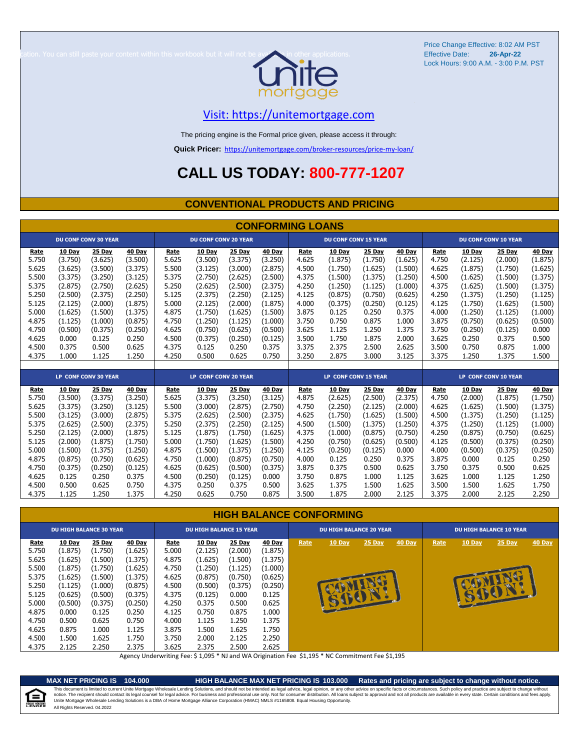Price Change Effective: 8:02 AM PST
Effective Date: **26-Apr-22**
Lock Hours: 9:00 A.M. - 3:00 P.M. PST

cation. You can still paste your content within this workbook but it will not be av... in other applications.

unite mortgage

Visit: https://unitemortgage.com

The pricing engine is the Formal price given, please access it through:

**Quick Pricer:** https://unitemortgage.com/broker-resources/price-my-loan/

# CALL US TODAY: 800-777-1207

## CONVENTIONAL PRODUCTS AND PRICING

### CONFORMING LOANS

| DU CONF CONV 30 YEAR | | | | DU CONF CONV 20 YEAR | | | | DU CONF CONV 15 YEAR | | | | DU CONF CONV 10 YEAR | | | |
|---|---|---|---|---|---|---|---|---|---|---|---|---|---|---|---|
| Rate | 10 Day | 25 Day | 40 Day | Rate | 10 Day | 25 Day | 40 Day | Rate | 10 Day | 25 Day | 40 Day | Rate | 10 Day | 25 Day | 40 Day |
| 5.750 | (3.750) | (3.625) | (3.500) | 5.625 | (3.500) | (3.375) | (3.250) | 4.625 | (1.875) | (1.750) | (1.625) | 4.750 | (2.125) | (2.000) | (1.875) |
| 5.625 | (3.625) | (3.500) | (3.375) | 5.500 | (3.125) | (3.000) | (2.875) | 4.500 | (1.750) | (1.625) | (1.500) | 4.625 | (1.875) | (1.750) | (1.625) |
| 5.500 | (3.375) | (3.250) | (3.125) | 5.375 | (2.750) | (2.625) | (2.500) | 4.375 | (1.500) | (1.375) | (1.250) | 4.500 | (1.625) | (1.500) | (1.375) |
| 5.375 | (2.875) | (2.750) | (2.625) | 5.250 | (2.625) | (2.500) | (2.375) | 4.250 | (1.250) | (1.125) | (1.000) | 4.375 | (1.625) | (1.500) | (1.375) |
| 5.250 | (2.500) | (2.375) | (2.250) | 5.125 | (2.375) | (2.250) | (2.125) | 4.125 | (0.875) | (0.750) | (0.625) | 4.250 | (1.375) | (1.250) | (1.125) |
| 5.125 | (2.125) | (2.000) | (1.875) | 5.000 | (2.125) | (2.000) | (1.875) | 4.000 | (0.375) | (0.250) | (0.125) | 4.125 | (1.750) | (1.625) | (1.500) |
| 5.000 | (1.625) | (1.500) | (1.375) | 4.875 | (1.750) | (1.625) | (1.500) | 3.875 | 0.125 | 0.250 | 0.375 | 4.000 | (1.250) | (1.125) | (1.000) |
| 4.875 | (1.125) | (1.000) | (0.875) | 4.750 | (1.250) | (1.125) | (1.000) | 3.750 | 0.750 | 0.875 | 1.000 | 3.875 | (0.750) | (0.625) | (0.500) |
| 4.750 | (0.500) | (0.375) | (0.250) | 4.625 | (0.750) | (0.625) | (0.500) | 3.625 | 1.125 | 1.250 | 1.375 | 3.750 | (0.250) | (0.125) | 0.000 |
| 4.625 | 0.000 | 0.125 | 0.250 | 4.500 | (0.375) | (0.250) | (0.125) | 3.500 | 1.750 | 1.875 | 2.000 | 3.625 | 0.250 | 0.375 | 0.500 |
| 4.500 | 0.375 | 0.500 | 0.625 | 4.375 | 0.125 | 0.250 | 0.375 | 3.375 | 2.375 | 2.500 | 2.625 | 3.500 | 0.750 | 0.875 | 1.000 |
| 4.375 | 1.000 | 1.125 | 1.250 | 4.250 | 0.500 | 0.625 | 0.750 | 3.250 | 2.875 | 3.000 | 3.125 | 3.375 | 1.250 | 1.375 | 1.500 |

| LP CONF CONV 30 YEAR | | | | LP CONF CONV 20 YEAR | | | | LP CONF CONV 15 YEAR | | | | LP CONF CONV 10 YEAR | | | |
|---|---|---|---|---|---|---|---|---|---|---|---|---|---|---|---|
| Rate | 10 Day | 25 Day | 40 Day | Rate | 10 Day | 25 Day | 40 Day | Rate | 10 Day | 25 Day | 40 Day | Rate | 10 Day | 25 Day | 40 Day |
| 5.750 | (3.500) | (3.375) | (3.250) | 5.625 | (3.375) | (3.250) | (3.125) | 4.875 | (2.625) | (2.500) | (2.375) | 4.750 | (2.000) | (1.875) | (1.750) |
| 5.625 | (3.375) | (3.250) | (3.125) | 5.500 | (3.000) | (2.875) | (2.750) | 4.750 | (2.250) | (2.125) | (2.000) | 4.625 | (1.625) | (1.500) | (1.375) |
| 5.500 | (3.125) | (3.000) | (2.875) | 5.375 | (2.625) | (2.500) | (2.375) | 4.625 | (1.750) | (1.625) | (1.500) | 4.500 | (1.375) | (1.250) | (1.125) |
| 5.375 | (2.625) | (2.500) | (2.375) | 5.250 | (2.375) | (2.250) | (2.125) | 4.500 | (1.500) | (1.375) | (1.250) | 4.375 | (1.250) | (1.125) | (1.000) |
| 5.250 | (2.125) | (2.000) | (1.875) | 5.125 | (1.875) | (1.750) | (1.625) | 4.375 | (1.000) | (0.875) | (0.750) | 4.250 | (0.875) | (0.750) | (0.625) |
| 5.125 | (2.000) | (1.875) | (1.750) | 5.000 | (1.750) | (1.625) | (1.500) | 4.250 | (0.750) | (0.625) | (0.500) | 4.125 | (0.500) | (0.375) | (0.250) |
| 5.000 | (1.500) | (1.375) | (1.250) | 4.875 | (1.500) | (1.375) | (1.250) | 4.125 | (0.250) | (0.125) | 0.000 | 4.000 | (0.500) | (0.375) | (0.250) |
| 4.875 | (0.875) | (0.750) | (0.625) | 4.750 | (1.000) | (0.875) | (0.750) | 4.000 | 0.125 | 0.250 | 0.375 | 3.875 | 0.000 | 0.125 | 0.250 |
| 4.750 | (0.375) | (0.250) | (0.125) | 4.625 | (0.625) | (0.500) | (0.375) | 3.875 | 0.375 | 0.500 | 0.625 | 3.750 | 0.375 | 0.500 | 0.625 |
| 4.625 | 0.125 | 0.250 | 0.375 | 4.500 | (0.250) | (0.125) | 0.000 | 3.750 | 0.875 | 1.000 | 1.125 | 3.625 | 1.000 | 1.125 | 1.250 |
| 4.500 | 0.500 | 0.625 | 0.750 | 4.375 | 0.250 | 0.375 | 0.500 | 3.625 | 1.375 | 1.500 | 1.625 | 3.500 | 1.500 | 1.625 | 1.750 |
| 4.375 | 1.125 | 1.250 | 1.375 | 4.250 | 0.625 | 0.750 | 0.875 | 3.500 | 1.875 | 2.000 | 2.125 | 3.375 | 2.000 | 2.125 | 2.250 |

### HIGH BALANCE CONFORMING

| DU HIGH BALANCE 30 YEAR | | | | DU HIGH BALANCE 15 YEAR | | | | DU HIGH BALANCE 20 YEAR | | | | DU HIGH BALANCE 10 YEAR | | | |
|---|---|---|---|---|---|---|---|---|---|---|---|---|---|---|---|
| Rate | 10 Day | 25 Day | 40 Day | Rate | 10 Day | 25 Day | 40 Day | Rate | 10 Day | 25 Day | 40 Day | Rate | 10 Day | 25 Day | 40 Day |
| 5.750 | (1.875) | (1.750) | (1.625) | 5.000 | (2.125) | (2.000) | (1.875) | COMING SOON! | | | | COMING SOON! | | | |
| 5.625 | (1.625) | (1.500) | (1.375) | 4.875 | (1.625) | (1.500) | (1.375) | | | | | | | | |
| 5.500 | (1.875) | (1.750) | (1.625) | 4.750 | (1.250) | (1.125) | (1.000) | | | | | | | | |
| 5.375 | (1.625) | (1.500) | (1.375) | 4.625 | (0.875) | (0.750) | (0.625) | | | | | | | | |
| 5.250 | (1.125) | (1.000) | (0.875) | 4.500 | (0.500) | (0.375) | (0.250) | | | | | | | | |
| 5.125 | (0.625) | (0.500) | (0.375) | 4.375 | (0.125) | 0.000 | 0.125 | | | | | | | | |
| 5.000 | (0.500) | (0.375) | (0.250) | 4.250 | 0.375 | 0.500 | 0.625 | | | | | | | | |
| 4.875 | 0.000 | 0.125 | 0.250 | 4.125 | 0.750 | 0.875 | 1.000 | | | | | | | | |
| 4.750 | 0.500 | 0.625 | 0.750 | 4.000 | 1.125 | 1.250 | 1.375 | | | | | | | | |
| 4.625 | 0.875 | 1.000 | 1.125 | 3.875 | 1.500 | 1.625 | 1.750 | | | | | | | | |
| 4.500 | 1.500 | 1.625 | 1.750 | 3.750 | 2.000 | 2.125 | 2.250 | | | | | | | | |
| 4.375 | 2.125 | 2.250 | 2.375 | 3.625 | 2.375 | 2.500 | 2.625 | | | | | | | | |

Agency Underwriting Fee: $ 1,095 * NJ and WA Origination Fee $1,195 * NC Commitment Fee $1,195

**MAX NET PRICING IS 104.000** | **HIGH BALANCE MAX NET PRICING IS 103.000** | **Rates and pricing are subject to change without notice.**

This document is limited to current Unite Mortgage Wholesale Lending Solutions, and should not be intended as legal advice, legal opinion, or any other advice on specific facts or circumstances. Such policy and practice are subject to change without notice. The recipient should contact its legal counsel for legal advice. For business and professional use only. Not for consumer distribution. All loans subject to approval and not all products are available in every state. Certain conditions and fees apply. Unite Mortgage Wholesale Lending Solutions is a DBA of Home Mortgage Alliance Corporation (HMAC) NMLS #1165808. Equal Housing Opportunity.
All Rights Reserved. 04.2022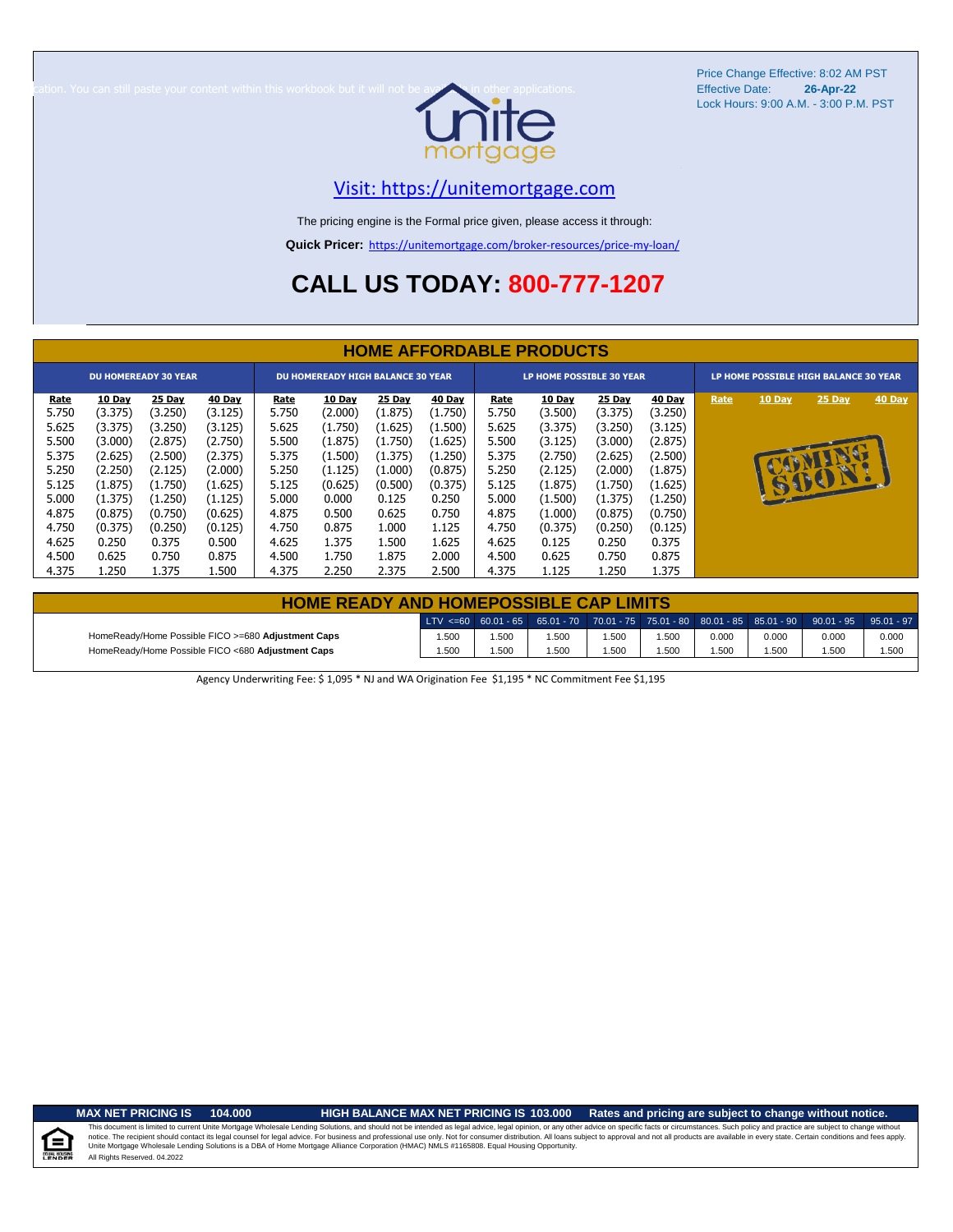Price Change Effective: 8:02 AM PST
Effective Date: **26-Apr-22**
Lock Hours: 9:00 A.M. - 3:00 P.M. PST

cation. You can still paste your content within this workbook but it will not be av... in other applications.

unite mortgage

Visit: https://unitemortgage.com

The pricing engine is the Formal price given, please access it through:

**Quick Pricer:** https://unitemortgage.com/broker-resources/price-my-loan/

## CALL US TODAY: 800-777-1207

## HOME AFFORDABLE PRODUCTS

| DU HOMEREADY 30 YEAR | | | | DU HOMEREADY HIGH BALANCE 30 YEAR | | | | LP HOME POSSIBLE 30 YEAR | | | | LP HOME POSSIBLE HIGH BALANCE 30 YEAR | | | |
|---|---|---|---|---|---|---|---|---|---|---|---|---|---|---|---|
| Rate | 10 Day | 25 Day | 40 Day | Rate | 10 Day | 25 Day | 40 Day | Rate | 10 Day | 25 Day | 40 Day | Rate | 10 Day | 25 Day | 40 Day |
| 5.750 | (3.375) | (3.250) | (3.125) | 5.750 | (2.000) | (1.875) | (1.750) | 5.750 | (3.500) | (3.375) | (3.250) | COMING SOON! | | | |
| 5.625 | (3.375) | (3.250) | (3.125) | 5.625 | (1.750) | (1.625) | (1.500) | 5.625 | (3.375) | (3.250) | (3.125) | | | | |
| 5.500 | (3.000) | (2.875) | (2.750) | 5.500 | (1.875) | (1.750) | (1.625) | 5.500 | (3.125) | (3.000) | (2.875) | | | | |
| 5.375 | (2.625) | (2.500) | (2.375) | 5.375 | (1.500) | (1.375) | (1.250) | 5.375 | (2.750) | (2.625) | (2.500) | | | | |
| 5.250 | (2.250) | (2.125) | (2.000) | 5.250 | (1.125) | (1.000) | (0.875) | 5.250 | (2.125) | (2.000) | (1.875) | | | | |
| 5.125 | (1.875) | (1.750) | (1.625) | 5.125 | (0.625) | (0.500) | (0.375) | 5.125 | (1.875) | (1.750) | (1.625) | | | | |
| 5.000 | (1.375) | (1.250) | (1.125) | 5.000 | 0.000 | 0.125 | 0.250 | 5.000 | (1.500) | (1.375) | (1.250) | | | | |
| 4.875 | (0.875) | (0.750) | (0.625) | 4.875 | 0.500 | 0.625 | 0.750 | 4.875 | (1.000) | (0.875) | (0.750) | | | | |
| 4.750 | (0.375) | (0.250) | (0.125) | 4.750 | 0.875 | 1.000 | 1.125 | 4.750 | (0.375) | (0.250) | (0.125) | | | | |
| 4.625 | 0.250 | 0.375 | 0.500 | 4.625 | 1.375 | 1.500 | 1.625 | 4.625 | 0.125 | 0.250 | 0.375 | | | | |
| 4.500 | 0.625 | 0.750 | 0.875 | 4.500 | 1.750 | 1.875 | 2.000 | 4.500 | 0.625 | 0.750 | 0.875 | | | | |
| 4.375 | 1.250 | 1.375 | 1.500 | 4.375 | 2.250 | 2.375 | 2.500 | 4.375 | 1.125 | 1.250 | 1.375 | | | | |

## HOME READY AND HOMEPOSSIBLE CAP LIMITS

| | LTV <=60 | 60.01 - 65 | 65.01 - 70 | 70.01 - 75 | 75.01 - 80 | 80.01 - 85 | 85.01 - 90 | 90.01 - 95 | 95.01 - 97 |
|---|---|---|---|---|---|---|---|---|---|
| HomeReady/Home Possible FICO >=680 **Adjustment Caps** | 1.500 | 1.500 | 1.500 | 1.500 | 1.500 | 0.000 | 0.000 | 0.000 | 0.000 |
| HomeReady/Home Possible FICO <680 **Adjustment Caps** | 1.500 | 1.500 | 1.500 | 1.500 | 1.500 | 1.500 | 1.500 | 1.500 | 1.500 |

Agency Underwriting Fee: $ 1,095 * NJ and WA Origination Fee $1,195 * NC Commitment Fee $1,195

**MAX NET PRICING IS 104.000** **HIGH BALANCE MAX NET PRICING IS 103.000** **Rates and pricing are subject to change without notice.**

This document is limited to current Unite Mortgage Wholesale Lending Solutions, and should not be intended as legal advice, legal opinion, or any other advice on specific facts or circumstances. Such policy and practice are subject to change without notice. The recipient should contact its legal counsel for legal advice. For business and professional use only. Not for consumer distribution. All loans subject to approval and not all products are available in every state. Certain conditions and fees apply. Unite Mortgage Wholesale Lending Solutions is a DBA of Home Mortgage Alliance Corporation (HMAC) NMLS #1165808. Equal Housing Opportunity.
All Rights Reserved. 04.2022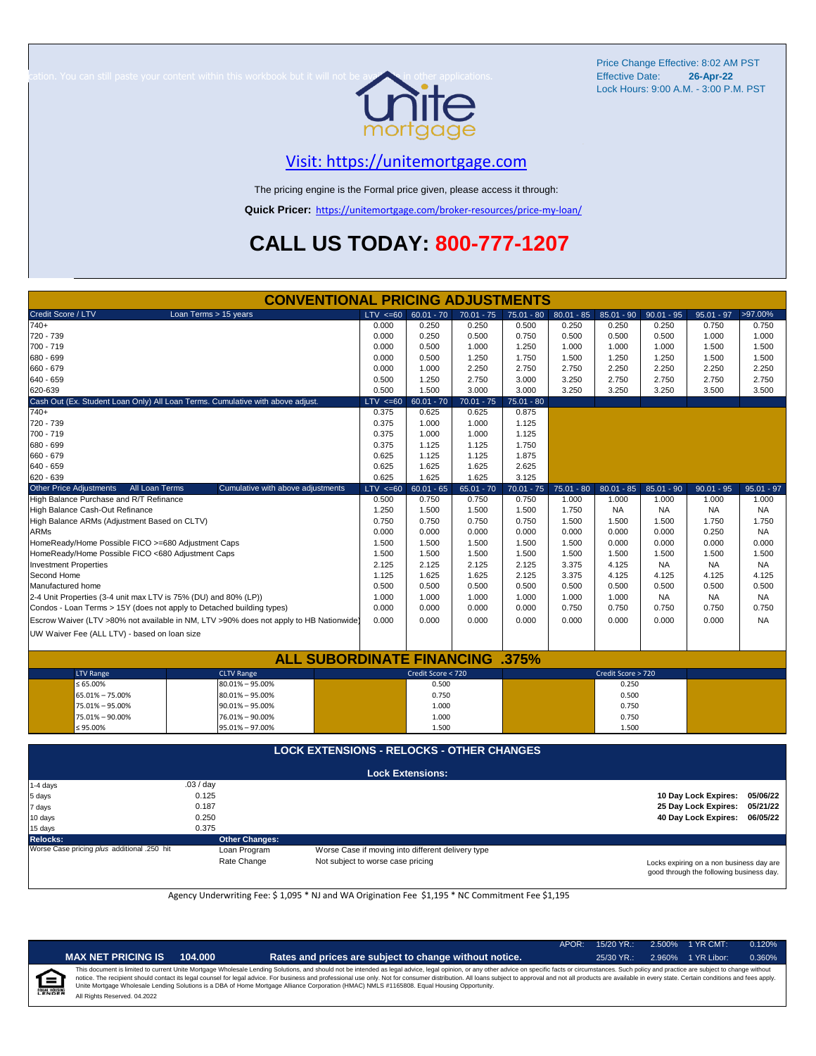Price Change Effective: 8:02 AM PST
Effective Date: **26-Apr-22**
Lock Hours: 9:00 A.M. - 3:00 P.M. PST

cation. You can still paste your content within this workbook but it will not be available in other applications.

## Visit: https://unitemortgage.com

The pricing engine is the Formal price given, please access it through:

**Quick Pricer:** https://unitemortgage.com/broker-resources/price-my-loan/

# CALL US TODAY: 800-777-1207

## CONVENTIONAL PRICING ADJUSTMENTS

| Credit Score / LTV — Loan Terms > 15 years | LTV <=60 | 60.01 - 70 | 70.01 - 75 | 75.01 - 80 | 80.01 - 85 | 85.01 - 90 | 90.01 - 95 | 95.01 - 97 | >97.00% |
|---|---|---|---|---|---|---|---|---|---|
| 740+ | 0.000 | 0.250 | 0.250 | 0.500 | 0.250 | 0.250 | 0.250 | 0.750 | 0.750 |
| 720 - 739 | 0.000 | 0.250 | 0.500 | 0.750 | 0.500 | 0.500 | 0.500 | 1.000 | 1.000 |
| 700 - 719 | 0.000 | 0.500 | 1.000 | 1.250 | 1.000 | 1.000 | 1.000 | 1.500 | 1.500 |
| 680 - 699 | 0.000 | 0.500 | 1.250 | 1.750 | 1.500 | 1.250 | 1.250 | 1.500 | 1.500 |
| 660 - 679 | 0.000 | 1.000 | 2.250 | 2.750 | 2.750 | 2.250 | 2.250 | 2.250 | 2.250 |
| 640 - 659 | 0.500 | 1.250 | 2.750 | 3.000 | 3.250 | 2.750 | 2.750 | 2.750 | 2.750 |
| 620-639 | 0.500 | 1.500 | 3.000 | 3.000 | 3.250 | 3.250 | 3.250 | 3.500 | 3.500 |

| Cash Out (Ex. Student Loan Only) All Loan Terms. Cumulative with above adjust. | LTV <=60 | 60.01 - 70 | 70.01 - 75 | 75.01 - 80 |
|---|---|---|---|---|
| 740+ | 0.375 | 0.625 | 0.625 | 0.875 |
| 720 - 739 | 0.375 | 1.000 | 1.000 | 1.125 |
| 700 - 719 | 0.375 | 1.000 | 1.000 | 1.125 |
| 680 - 699 | 0.375 | 1.125 | 1.125 | 1.750 |
| 660 - 679 | 0.625 | 1.125 | 1.125 | 1.875 |
| 640 - 659 | 0.625 | 1.625 | 1.625 | 2.625 |
| 620 - 639 | 0.625 | 1.625 | 1.625 | 3.125 |

| Other Price Adjustments — All Loan Terms — Cumulative with above adjustments | LTV <=60 | 60.01 - 65 | 65.01 - 70 | 70.01 - 75 | 75.01 - 80 | 80.01 - 85 | 85.01 - 90 | 90.01 - 95 | 95.01 - 97 |
|---|---|---|---|---|---|---|---|---|---|
| High Balance Purchase and R/T Refinance | 0.500 | 0.750 | 0.750 | 0.750 | 1.000 | 1.000 | 1.000 | 1.000 | 1.000 |
| High Balance Cash-Out Refinance | 1.250 | 1.500 | 1.500 | 1.500 | 1.750 | NA | NA | NA | NA |
| High Balance ARMs (Adjustment Based on CLTV) | 0.750 | 0.750 | 0.750 | 0.750 | 1.500 | 1.500 | 1.500 | 1.750 | 1.750 |
| ARMs | 0.000 | 0.000 | 0.000 | 0.000 | 0.000 | 0.000 | 0.000 | 0.250 | NA |
| HomeReady/Home Possible FICO >=680 Adjustment Caps | 1.500 | 1.500 | 1.500 | 1.500 | 1.500 | 0.000 | 0.000 | 0.000 | 0.000 |
| HomeReady/Home Possible FICO <680 Adjustment Caps | 1.500 | 1.500 | 1.500 | 1.500 | 1.500 | 1.500 | 1.500 | 1.500 | 1.500 |
| Investment Properties | 2.125 | 2.125 | 2.125 | 2.125 | 3.375 | 4.125 | NA | NA | NA |
| Second Home | 1.125 | 1.625 | 1.625 | 2.125 | 3.375 | 4.125 | 4.125 | 4.125 | 4.125 |
| Manufactured home | 0.500 | 0.500 | 0.500 | 0.500 | 0.500 | 0.500 | 0.500 | 0.500 | 0.500 |
| 2-4 Unit Properties (3-4 unit max LTV is 75% (DU) and 80% (LP)) | 1.000 | 1.000 | 1.000 | 1.000 | 1.000 | 1.000 | NA | NA | NA |
| Condos - Loan Terms > 15Y (does not apply to Detached building types) | 0.000 | 0.000 | 0.000 | 0.000 | 0.750 | 0.750 | 0.750 | 0.750 | 0.750 |
| Escrow Waiver (LTV >80% not available in NM, LTV >90% does not apply to HB Nationwide) | 0.000 | 0.000 | 0.000 | 0.000 | 0.000 | 0.000 | 0.000 | 0.000 | NA |
| UW Waiver Fee (ALL LTV) - based on loan size | | | | | | | | | |

## ALL SUBORDINATE FINANCING .375%

| LTV Range | CLTV Range | Credit Score < 720 | Credit Score > 720 |
|---|---|---|---|
| ≤ 65.00% | 80.01% – 95.00% | 0.500 | 0.250 |
| 65.01% – 75.00% | 80.01% – 95.00% | 0.750 | 0.500 |
| 75.01% – 95.00% | 90.01% – 95.00% | 1.000 | 0.750 |
| 75.01% – 90.00% | 76.01% – 90.00% | 1.000 | 0.750 |
| ≤ 95.00% | 95.01% – 97.00% | 1.500 | 1.500 |

## LOCK EXTENSIONS - RELOCKS - OTHER CHANGES

### Lock Extensions:

| Days | Cost |
|---|---|
| 1-4 days | .03 / day |
| 5 days | 0.125 |
| 7 days | 0.187 |
| 10 days | 0.250 |
| 15 days | 0.375 |

| | |
|---|---|
| 10 Day Lock Expires: | 05/06/22 |
| 25 Day Lock Expires: | 05/21/22 |
| 40 Day Lock Expires: | 06/05/22 |

**Relocks:**
Worse Case pricing *plus* additional .250 hit

**Other Changes:**

| | |
|---|---|
| Loan Program | Worse Case if moving into different delivery type |
| Rate Change | Not subject to worse case pricing |

Locks expiring on a non business day are good through the following business day.

Agency Underwriting Fee: $ 1,095 * NJ and WA Origination Fee $1,195 * NC Commitment Fee $1,195

| APOR: | 15/20 YR.: | 2.500% | 1 YR CMT: | 0.120% |
|---|---|---|---|---|
| | 25/30 YR.: | 2.960% | 1 YR Libor: | 0.360% |

**MAX NET PRICING IS 104.000** — **Rates and prices are subject to change without notice.**

This document is limited to current Unite Mortgage Wholesale Lending Solutions, and should not be intended as legal advice, legal opinion, or any other advice on specific facts or circumstances. Such policy and practice are subject to change without notice. The recipient should contact its legal counsel for legal advice. For business and professional use only. Not for consumer distribution. All loans subject to approval and not all products are available in every state. Certain conditions and fees apply. Unite Mortgage Wholesale Lending Solutions is a DBA of Home Mortgage Alliance Corporation (HMAC) NMLS #1165808. Equal Housing Opportunity.
All Rights Reserved. 04.2022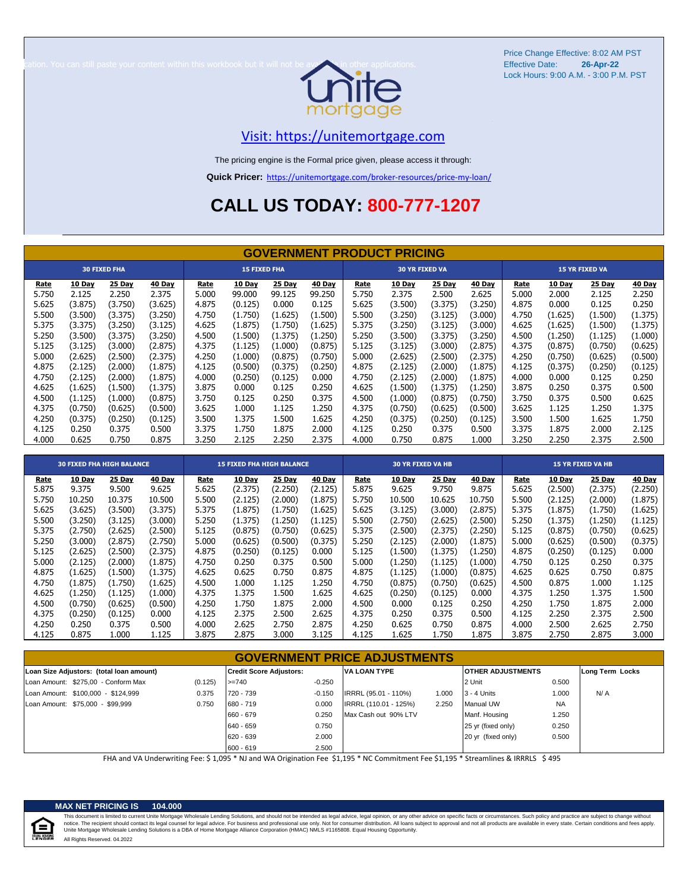Price Change Effective: 8:02 AM PST
Effective Date: **26-Apr-22**
Lock Hours: 9:00 A.M. - 3:00 P.M. PST

cation. You can still paste your content within this workbook but it will not be av... in other applications.

unite mortgage

## Visit: https://unitemortgage.com

The pricing engine is the Formal price given, please access it through:

**Quick Pricer:** https://unitemortgage.com/broker-resources/price-my-loan/

# CALL US TODAY: 800-777-1207

## GOVERNMENT PRODUCT PRICING

| 30 FIXED FHA | | | | 15 FIXED FHA | | | | 30 YR FIXED VA | | | | 15 YR FIXED VA | | | |
|---|---|---|---|---|---|---|---|---|---|---|---|---|---|---|---|
| Rate | 10 Day | 25 Day | 40 Day | Rate | 10 Day | 25 Day | 40 Day | Rate | 10 Day | 25 Day | 40 Day | Rate | 10 Day | 25 Day | 40 Day |
| 5.750 | 2.125 | 2.250 | 2.375 | 5.000 | 99.000 | 99.125 | 99.250 | 5.750 | 2.375 | 2.500 | 2.625 | 5.000 | 2.000 | 2.125 | 2.250 |
| 5.625 | (3.875) | (3.750) | (3.625) | 4.875 | (0.125) | 0.000 | 0.125 | 5.625 | (3.500) | (3.375) | (3.250) | 4.875 | 0.000 | 0.125 | 0.250 |
| 5.500 | (3.500) | (3.375) | (3.250) | 4.750 | (1.750) | (1.625) | (1.500) | 5.500 | (3.250) | (3.125) | (3.000) | 4.750 | (1.625) | (1.500) | (1.375) |
| 5.375 | (3.375) | (3.250) | (3.125) | 4.625 | (1.875) | (1.750) | (1.625) | 5.375 | (3.250) | (3.125) | (3.000) | 4.625 | (1.625) | (1.500) | (1.375) |
| 5.250 | (3.500) | (3.375) | (3.250) | 4.500 | (1.500) | (1.375) | (1.250) | 5.250 | (3.500) | (3.375) | (3.250) | 4.500 | (1.250) | (1.125) | (1.000) |
| 5.125 | (3.125) | (3.000) | (2.875) | 4.375 | (1.125) | (1.000) | (0.875) | 5.125 | (3.125) | (3.000) | (2.875) | 4.375 | (0.875) | (0.750) | (0.625) |
| 5.000 | (2.625) | (2.500) | (2.375) | 4.250 | (1.000) | (0.875) | (0.750) | 5.000 | (2.625) | (2.500) | (2.375) | 4.250 | (0.750) | (0.625) | (0.500) |
| 4.875 | (2.125) | (2.000) | (1.875) | 4.125 | (0.500) | (0.375) | (0.250) | 4.875 | (2.125) | (2.000) | (1.875) | 4.125 | (0.375) | (0.250) | (0.125) |
| 4.750 | (2.125) | (2.000) | (1.875) | 4.000 | (0.250) | (0.125) | 0.000 | 4.750 | (2.125) | (2.000) | (1.875) | 4.000 | 0.000 | 0.125 | 0.250 |
| 4.625 | (1.625) | (1.500) | (1.375) | 3.875 | 0.000 | 0.125 | 0.250 | 4.625 | (1.500) | (1.375) | (1.250) | 3.875 | 0.250 | 0.375 | 0.500 |
| 4.500 | (1.125) | (1.000) | (0.875) | 3.750 | 0.125 | 0.250 | 0.375 | 4.500 | (1.000) | (0.875) | (0.750) | 3.750 | 0.375 | 0.500 | 0.625 |
| 4.375 | (0.750) | (0.625) | (0.500) | 3.625 | 1.000 | 1.125 | 1.250 | 4.375 | (0.750) | (0.625) | (0.500) | 3.625 | 1.125 | 1.250 | 1.375 |
| 4.250 | (0.375) | (0.250) | (0.125) | 3.500 | 1.375 | 1.500 | 1.625 | 4.250 | (0.375) | (0.250) | (0.125) | 3.500 | 1.500 | 1.625 | 1.750 |
| 4.125 | 0.250 | 0.375 | 0.500 | 3.375 | 1.750 | 1.875 | 2.000 | 4.125 | 0.250 | 0.375 | 0.500 | 3.375 | 1.875 | 2.000 | 2.125 |
| 4.000 | 0.625 | 0.750 | 0.875 | 3.250 | 2.125 | 2.250 | 2.375 | 4.000 | 0.750 | 0.875 | 1.000 | 3.250 | 2.250 | 2.375 | 2.500 |

| 30 FIXED FHA HIGH BALANCE | | | | 15 FIXED FHA HIGH BALANCE | | | | 30 YR FIXED VA HB | | | | 15 YR FIXED VA HB | | | |
|---|---|---|---|---|---|---|---|---|---|---|---|---|---|---|---|
| Rate | 10 Day | 25 Day | 40 Day | Rate | 10 Day | 25 Day | 40 Day | Rate | 10 Day | 25 Day | 40 Day | Rate | 10 Day | 25 Day | 40 Day |
| 5.875 | 9.375 | 9.500 | 9.625 | 5.625 | (2.375) | (2.250) | (2.125) | 5.875 | 9.625 | 9.750 | 9.875 | 5.625 | (2.500) | (2.375) | (2.250) |
| 5.750 | 10.250 | 10.375 | 10.500 | 5.500 | (2.125) | (2.000) | (1.875) | 5.750 | 10.500 | 10.625 | 10.750 | 5.500 | (2.125) | (2.000) | (1.875) |
| 5.625 | (3.625) | (3.500) | (3.375) | 5.375 | (1.875) | (1.750) | (1.625) | 5.625 | (3.125) | (3.000) | (2.875) | 5.375 | (1.875) | (1.750) | (1.625) |
| 5.500 | (3.250) | (3.125) | (3.000) | 5.250 | (1.375) | (1.250) | (1.125) | 5.500 | (2.750) | (2.625) | (2.500) | 5.250 | (1.375) | (1.250) | (1.125) |
| 5.375 | (2.750) | (2.625) | (2.500) | 5.125 | (0.875) | (0.750) | (0.625) | 5.375 | (2.500) | (2.375) | (2.250) | 5.125 | (0.875) | (0.750) | (0.625) |
| 5.250 | (3.000) | (2.875) | (2.750) | 5.000 | (0.625) | (0.500) | (0.375) | 5.250 | (2.125) | (2.000) | (1.875) | 5.000 | (0.625) | (0.500) | (0.375) |
| 5.125 | (2.625) | (2.500) | (2.375) | 4.875 | (0.250) | (0.125) | 0.000 | 5.125 | (1.500) | (1.375) | (1.250) | 4.875 | (0.250) | (0.125) | 0.000 |
| 5.000 | (2.125) | (2.000) | (1.875) | 4.750 | 0.250 | 0.375 | 0.500 | 5.000 | (1.250) | (1.125) | (1.000) | 4.750 | 0.125 | 0.250 | 0.375 |
| 4.875 | (1.625) | (1.500) | (1.375) | 4.625 | 0.625 | 0.750 | 0.875 | 4.875 | (1.125) | (1.000) | (0.875) | 4.625 | 0.625 | 0.750 | 0.875 |
| 4.750 | (1.875) | (1.750) | (1.625) | 4.500 | 1.000 | 1.125 | 1.250 | 4.750 | (0.875) | (0.750) | (0.625) | 4.500 | 0.875 | 1.000 | 1.125 |
| 4.625 | (1.250) | (1.125) | (1.000) | 4.375 | 1.375 | 1.500 | 1.625 | 4.625 | (0.250) | (0.125) | 0.000 | 4.375 | 1.250 | 1.375 | 1.500 |
| 4.500 | (0.750) | (0.625) | (0.500) | 4.250 | 1.750 | 1.875 | 2.000 | 4.500 | 0.000 | 0.125 | 0.250 | 4.250 | 1.750 | 1.875 | 2.000 |
| 4.375 | (0.250) | (0.125) | 0.000 | 4.125 | 2.375 | 2.500 | 2.625 | 4.375 | 0.250 | 0.375 | 0.500 | 4.125 | 2.250 | 2.375 | 2.500 |
| 4.250 | 0.250 | 0.375 | 0.500 | 4.000 | 2.625 | 2.750 | 2.875 | 4.250 | 0.625 | 0.750 | 0.875 | 4.000 | 2.500 | 2.625 | 2.750 |
| 4.125 | 0.875 | 1.000 | 1.125 | 3.875 | 2.875 | 3.000 | 3.125 | 4.125 | 1.625 | 1.750 | 1.875 | 3.875 | 2.750 | 2.875 | 3.000 |

## GOVERNMENT PRICE ADJUSTMENTS

| Loan Size Adjustors: (total loan amount) | | Credit Score Adjustors: | | VA LOAN TYPE | | OTHER ADJUSTMENTS | | Long Term Locks |
|---|---|---|---|---|---|---|---|---|
| Loan Amount: $275,00 - Conform Max | (0.125) | >=740 | -0.250 | | | 2 Unit | 0.500 | |
| Loan Amount: $100,000 - $124,999 | 0.375 | 720 - 739 | -0.150 | IRRRL (95.01 - 110%) | 1.000 | 3 - 4 Units | 1.000 | N/ A |
| Loan Amount: $75,000 - $99,999 | 0.750 | 680 - 719 | 0.000 | IRRRL (110.01 - 125%) | 2.250 | Manual UW | NA | |
| | | 660 - 679 | 0.250 | Max Cash out 90% LTV | | Manf. Housing | 1.250 | |
| | | 640 - 659 | 0.750 | | | 25 yr (fixed only) | 0.250 | |
| | | 620 - 639 | 2.000 | | | 20 yr (fixed only) | 0.500 | |
| | | 600 - 619 | 2.500 | | | | | |

FHA and VA Underwriting Fee: $ 1,095 * NJ and WA Origination Fee $1,195 * NC Commitment Fee $1,195 * Streamlines & IRRRLS $ 495

**MAX NET PRICING IS 104.000**

This document is limited to current Unite Mortgage Wholesale Lending Solutions, and should not be intended as legal advice, legal opinion, or any other advice on specific facts or circumstances. Such policy and practice are subject to change without notice. The recipient should contact its legal counsel for legal advice. For business and professional use only. Not for consumer distribution. All loans subject to approval and not all products are available in every state. Certain conditions and fees apply. Unite Mortgage Wholesale Lending Solutions is a DBA of Home Mortgage Alliance Corporation (HMAC) NMLS #1165808. Equal Housing Opportunity.

All Rights Reserved. 04.2022